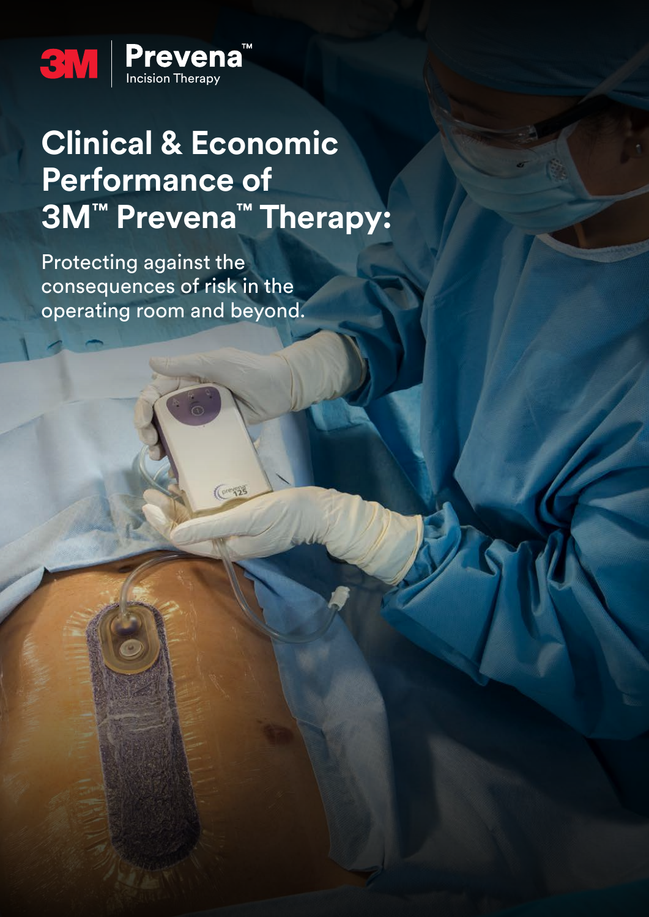3M | Prevena™ Incision Therapy

# Clinical & Economic Performance of 3M™ Prevena™ Therapy:

Protecting against the consequences of risk in the operating room and beyond.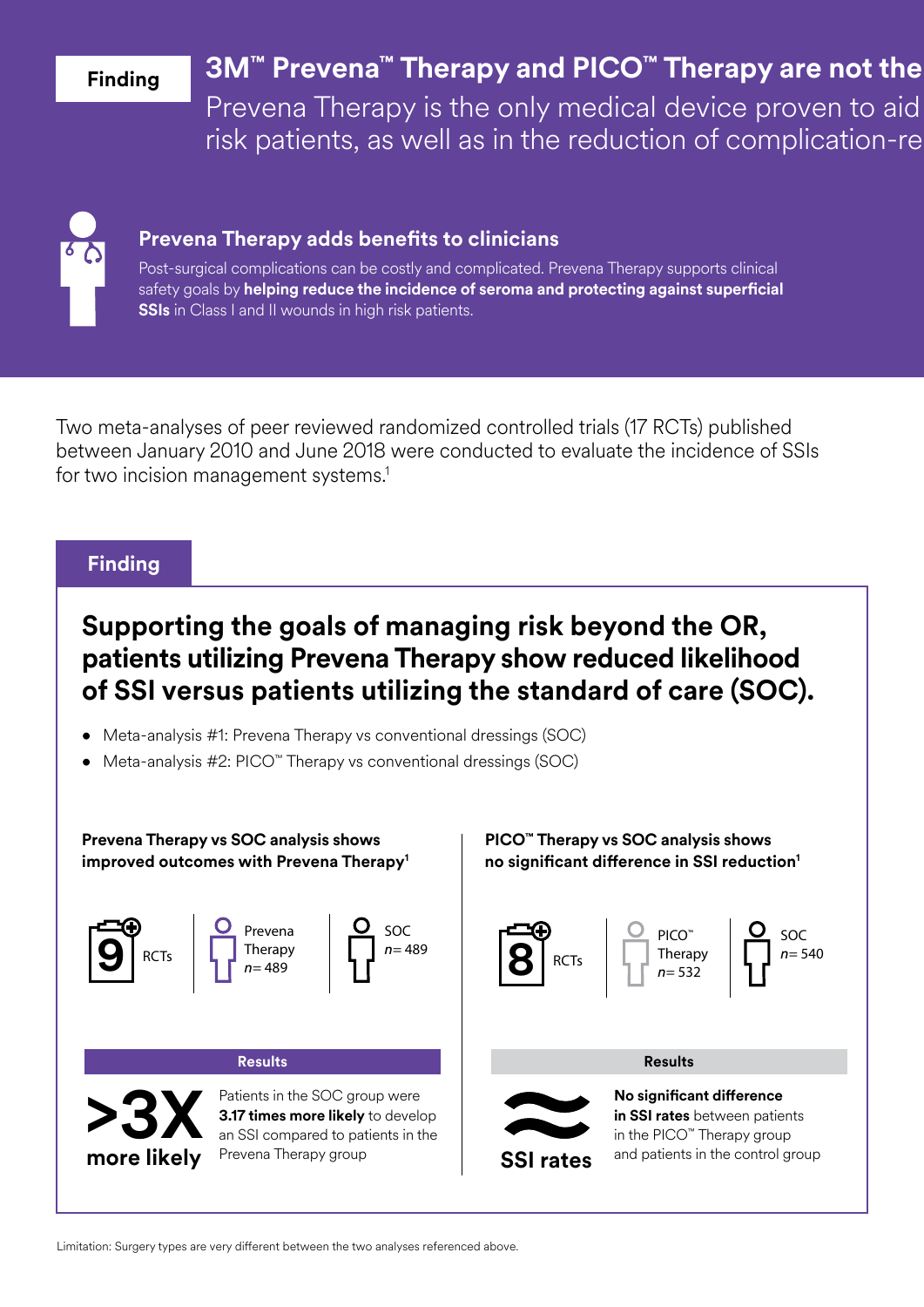**Finding**

## 3M™ Prevena™ Therapy and PICO™ Therapy are not the

Prevena Therapy is the only medical device proven to aid risk patients, as well as in the reduction of complication-re

### Prevena Therapy adds benefits to clinicians

Post-surgical complications can be costly and complicated. Prevena Therapy supports clinical safety goals by **helping reduce the incidence of seroma and protecting against superficial SSIs** in Class I and II wounds in high risk patients.

Two meta-analyses of peer reviewed randomized controlled trials (17 RCTs) published between January 2010 and June 2018 were conducted to evaluate the incidence of SSIs for two incision management systems.[1]

**Finding**

## Supporting the goals of managing risk beyond the OR, patients utilizing Prevena Therapy show reduced likelihood of SSI versus patients utilizing the standard of care (SOC).

- Meta-analysis #1: Prevena Therapy vs conventional dressings (SOC)
- Meta-analysis #2: PICO™ Therapy vs conventional dressings (SOC)

**Prevena Therapy vs SOC analysis shows improved outcomes with Prevena Therapy[1]**

9 RCTs | Prevena Therapy *n* = 489 | SOC *n* = 489

**Results**

**>3X more likely**

Patients in the SOC group were **3.17 times more likely** to develop an SSI compared to patients in the Prevena Therapy group

**PICO™ Therapy vs SOC analysis shows no significant difference in SSI reduction[1]**

8 RCTs | PICO™ Therapy *n* = 532 | SOC *n* = 540

**Results**

**≈ SSI rates**

**No significant difference in SSI rates** between patients in the PICO™ Therapy group and patients in the control group

Limitation: Surgery types are very different between the two analyses referenced above.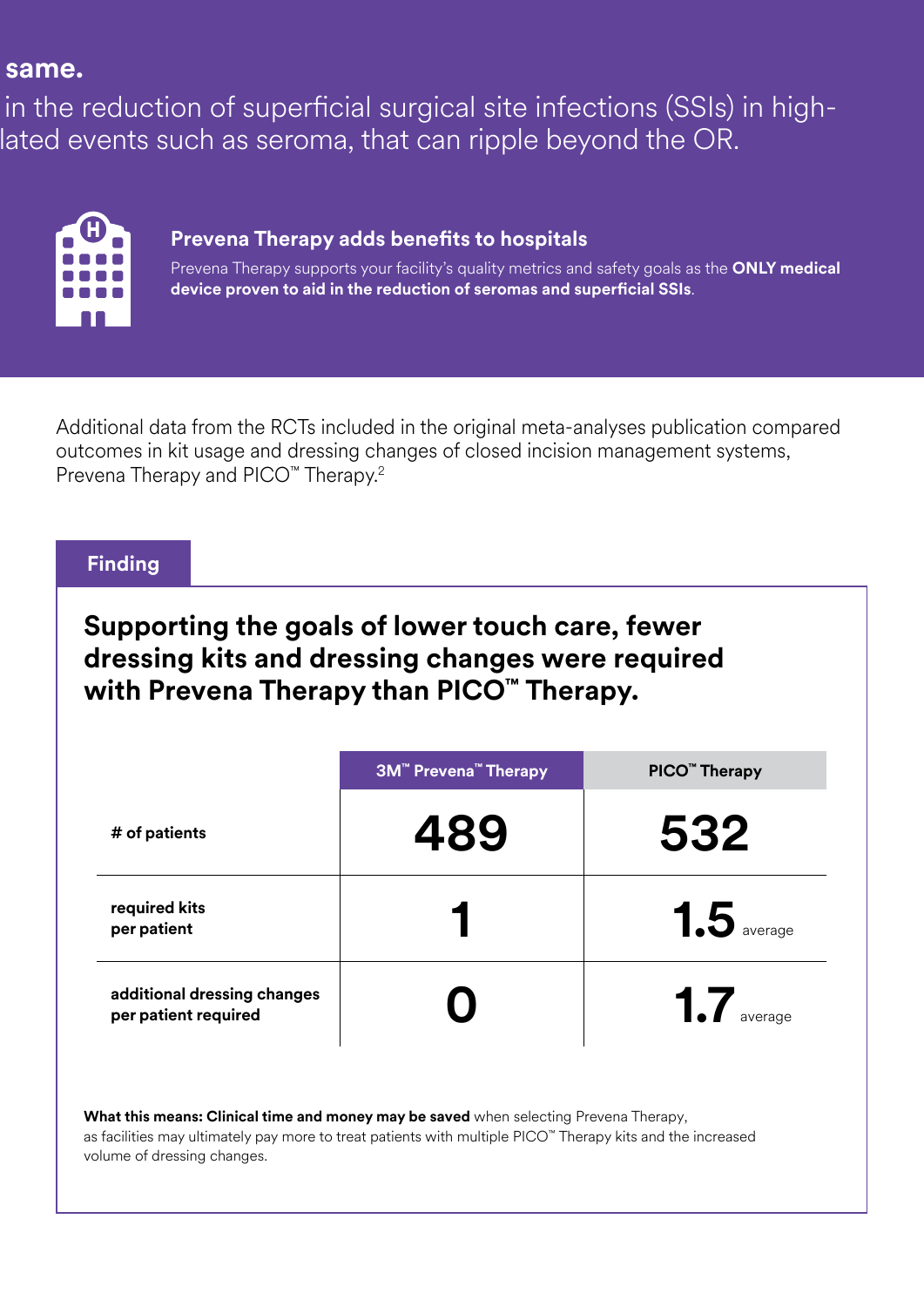**same.**

in the reduction of superficial surgical site infections (SSIs) in high-
lated events such as seroma, that can ripple beyond the OR.

### Prevena Therapy adds benefits to hospitals

Prevena Therapy supports your facility's quality metrics and safety goals as the **ONLY medical device proven to aid in the reduction of seromas and superficial SSIs**.

Additional data from the RCTs included in the original meta-analyses publication compared outcomes in kit usage and dressing changes of closed incision management systems, Prevena Therapy and PICO™ Therapy.[2]

**Finding**

## Supporting the goals of lower touch care, fewer dressing kits and dressing changes were required with Prevena Therapy than PICO™ Therapy.

| | 3M™ Prevena™ Therapy | PICO™ Therapy |
|---|---|---|
| **# of patients** | 489 | 532 |
| **required kits per patient** | 1 | 1.5 average |
| **additional dressing changes per patient required** | 0 | 1.7 average |

**What this means: Clinical time and money may be saved** when selecting Prevena Therapy, as facilities may ultimately pay more to treat patients with multiple PICO™ Therapy kits and the increased volume of dressing changes.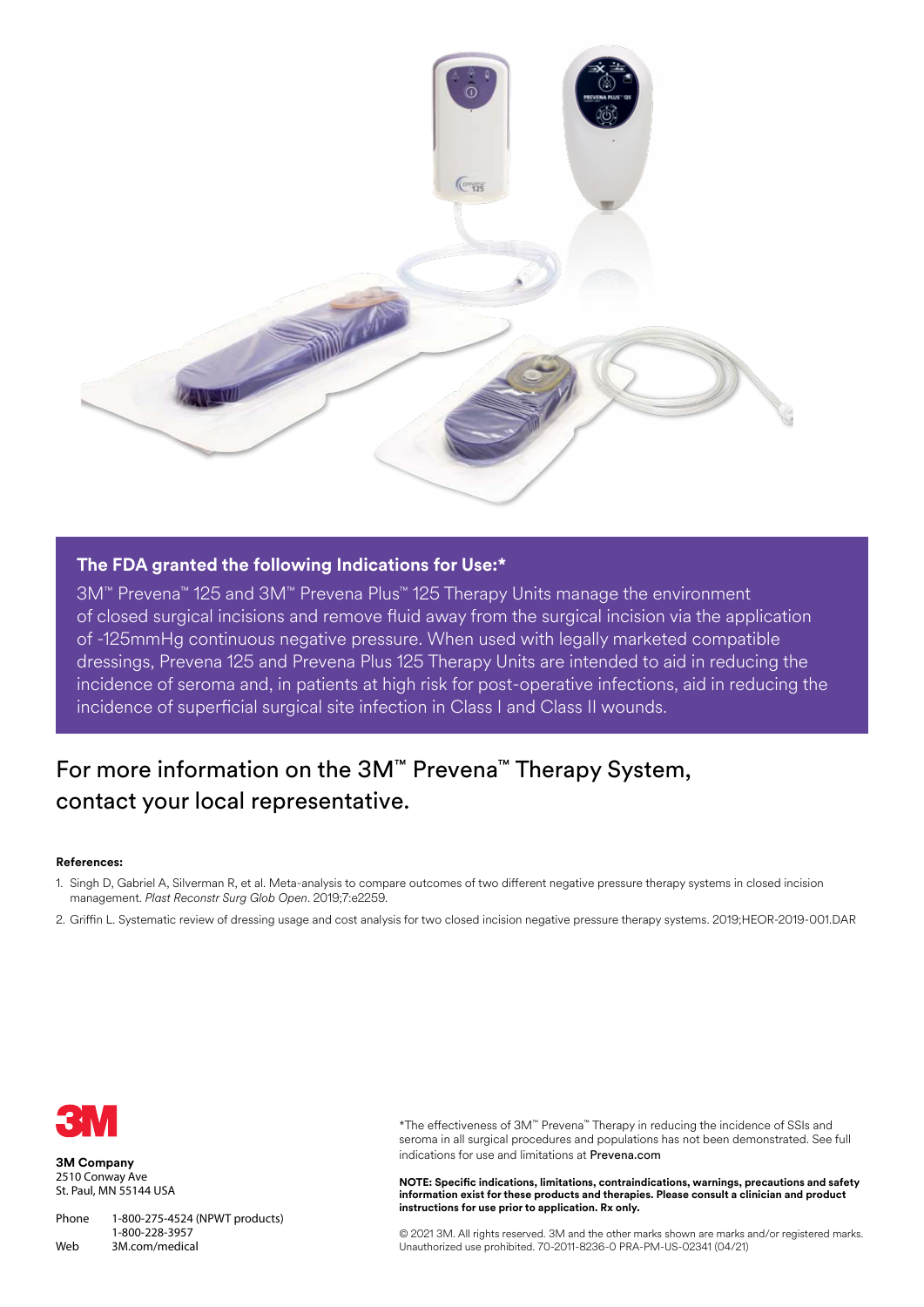### The FDA granted the following Indications for Use:*

3M™ Prevena™ 125 and 3M™ Prevena Plus™ 125 Therapy Units manage the environment of closed surgical incisions and remove fluid away from the surgical incision via the application of -125mmHg continuous negative pressure. When used with legally marketed compatible dressings, Prevena 125 and Prevena Plus 125 Therapy Units are intended to aid in reducing the incidence of seroma and, in patients at high risk for post-operative infections, aid in reducing the incidence of superficial surgical site infection in Class I and Class II wounds.

## For more information on the 3M™ Prevena™ Therapy System, contact your local representative.

**References:**

1. Singh D, Gabriel A, Silverman R, et al. Meta-analysis to compare outcomes of two different negative pressure therapy systems in closed incision management. *Plast Reconstr Surg Glob Open*. 2019;7:e2259.
2. Griffin L. Systematic review of dressing usage and cost analysis for two closed incision negative pressure therapy systems. 2019;HEOR-2019-001.DAR

**3M Company**
2510 Conway Ave
St. Paul, MN 55144 USA

Phone 1-800-275-4524 (NPWT products)
1-800-228-3957
Web 3M.com/medical

*The effectiveness of 3M™ Prevena™ Therapy in reducing the incidence of SSIs and seroma in all surgical procedures and populations has not been demonstrated. See full indications for use and limitations at Prevena.com

**NOTE: Specific indications, limitations, contraindications, warnings, precautions and safety information exist for these products and therapies. Please consult a clinician and product instructions for use prior to application. Rx only.**

© 2021 3M. All rights reserved. 3M and the other marks shown are marks and/or registered marks. Unauthorized use prohibited. 70-2011-8236-0 PRA-PM-US-02341 (04/21)